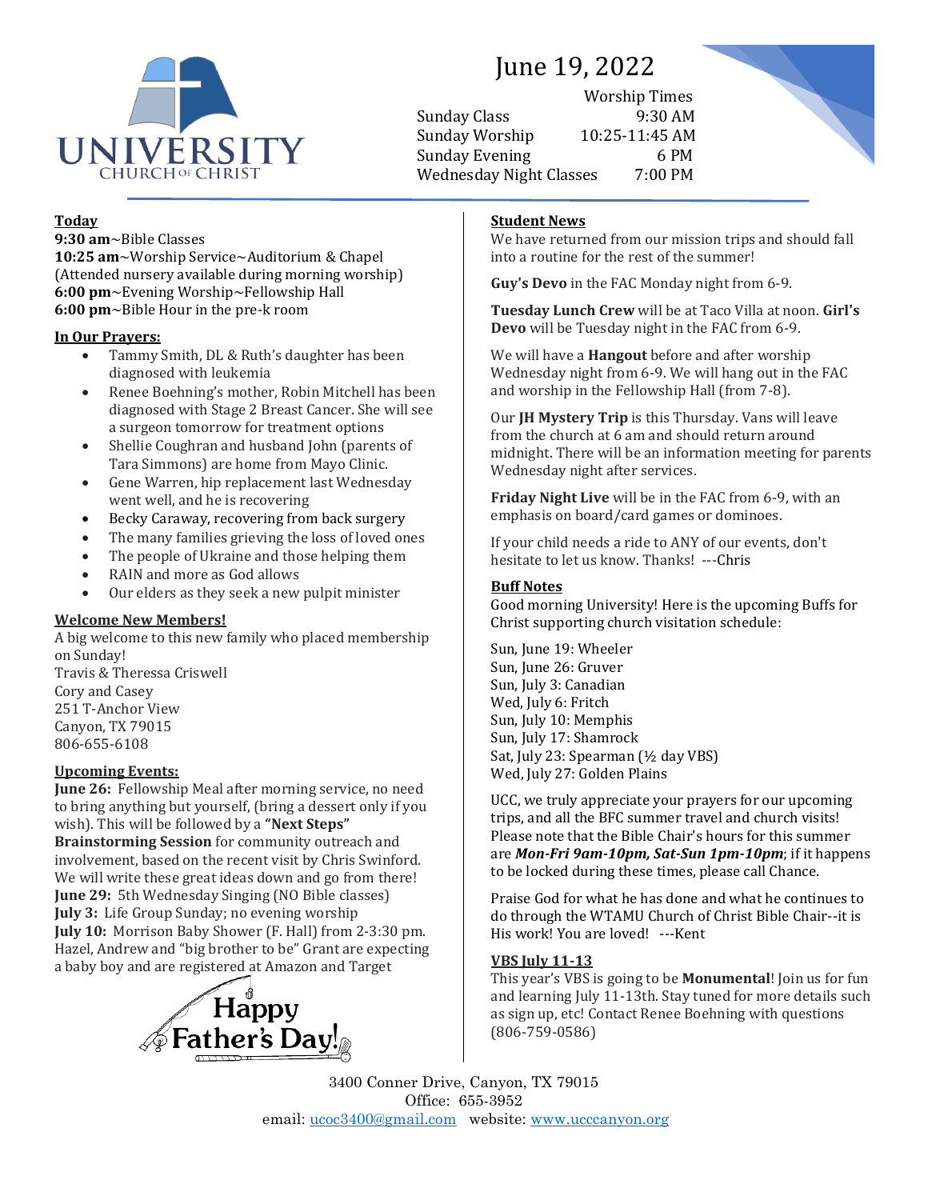UNIVERSITY CHURCH OF CHRIST

# June 19, 2022

| | Worship Times |
|---|---|
| Sunday Class | 9:30 AM |
| Sunday Worship | 10:25-11:45 AM |
| Sunday Evening | 6 PM |
| Wednesday Night Classes | 7:00 PM |

## Today

**9:30 am**~Bible Classes
**10:25 am**~Worship Service~Auditorium & Chapel
(Attended nursery available during morning worship)
**6:00 pm**~Evening Worship~Fellowship Hall
**6:00 pm**~Bible Hour in the pre-k room

## In Our Prayers:

- Tammy Smith, DL & Ruth's daughter has been diagnosed with leukemia
- Renee Boehning's mother, Robin Mitchell has been diagnosed with Stage 2 Breast Cancer. She will see a surgeon tomorrow for treatment options
- Shellie Coughran and husband John (parents of Tara Simmons) are home from Mayo Clinic.
- Gene Warren, hip replacement last Wednesday went well, and he is recovering
- Becky Caraway, recovering from back surgery
- The many families grieving the loss of loved ones
- The people of Ukraine and those helping them
- RAIN and more as God allows
- Our elders as they seek a new pulpit minister

## Welcome New Members!

A big welcome to this new family who placed membership on Sunday!
Travis & Theressa Criswell
Cory and Casey
251 T-Anchor View
Canyon, TX 79015
806-655-6108

## Upcoming Events:

**June 26:** Fellowship Meal after morning service, no need to bring anything but yourself, (bring a dessert only if you wish). This will be followed by a **"Next Steps" Brainstorming Session** for community outreach and involvement, based on the recent visit by Chris Swinford. We will write these great ideas down and go from there!
**June 29:** 5th Wednesday Singing (NO Bible classes)
**July 3:** Life Group Sunday; no evening worship
**July 10:** Morrison Baby Shower (F. Hall) from 2-3:30 pm. Hazel, Andrew and "big brother to be" Grant are expecting a baby boy and are registered at Amazon and Target

Happy Father's Day!

## Student News

We have returned from our mission trips and should fall into a routine for the rest of the summer!

**Guy's Devo** in the FAC Monday night from 6-9.

**Tuesday Lunch Crew** will be at Taco Villa at noon. **Girl's Devo** will be Tuesday night in the FAC from 6-9.

We will have a **Hangout** before and after worship Wednesday night from 6-9. We will hang out in the FAC and worship in the Fellowship Hall (from 7-8).

Our **JH Mystery Trip** is this Thursday. Vans will leave from the church at 6 am and should return around midnight. There will be an information meeting for parents Wednesday night after services.

**Friday Night Live** will be in the FAC from 6-9, with an emphasis on board/card games or dominoes.

If your child needs a ride to ANY of our events, don't hesitate to let us know. Thanks! ---Chris

## Buff Notes

Good morning University! Here is the upcoming Buffs for Christ supporting church visitation schedule:

Sun, June 19: Wheeler
Sun, June 26: Gruver
Sun, July 3: Canadian
Wed, July 6: Fritch
Sun, July 10: Memphis
Sun, July 17: Shamrock
Sat, July 23: Spearman (½ day VBS)
Wed, July 27: Golden Plains

UCC, we truly appreciate your prayers for our upcoming trips, and all the BFC summer travel and church visits! Please note that the Bible Chair's hours for this summer are ***Mon-Fri 9am-10pm, Sat-Sun 1pm-10pm***; if it happens to be locked during these times, please call Chance.

Praise God for what he has done and what he continues to do through the WTAMU Church of Christ Bible Chair--it is His work! You are loved! ---Kent

## VBS July 11-13

This year's VBS is going to be **Monumental**! Join us for fun and learning July 11-13th. Stay tuned for more details such as sign up, etc! Contact Renee Boehning with questions (806-759-0586)

3400 Conner Drive, Canyon, TX 79015
Office: 655-3952
email: ucoc3400@gmail.com website: www.ucccanyon.org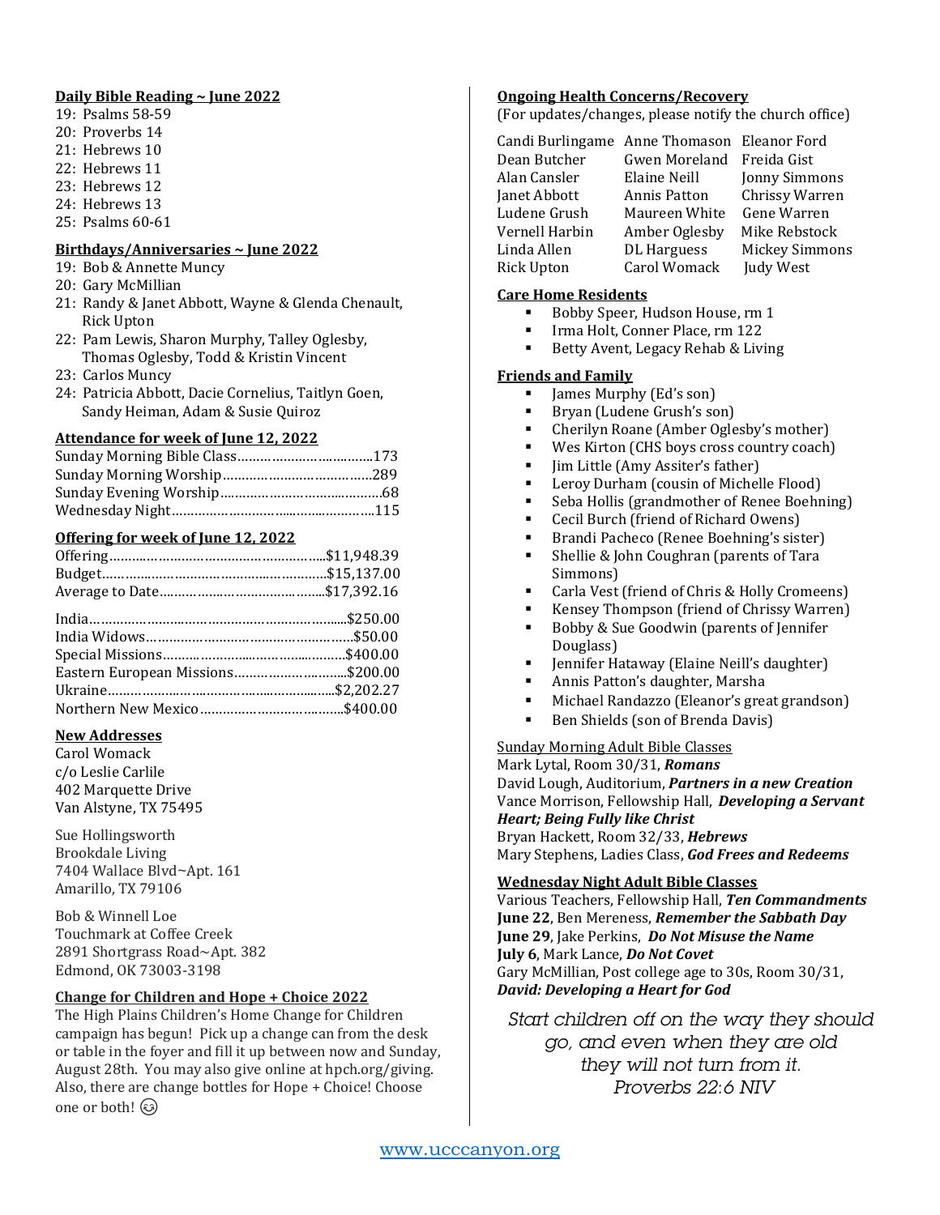## Daily Bible Reading ~ June 2022

19: Psalms 58-59
20: Proverbs 14
21: Hebrews 10
22: Hebrews 11
23: Hebrews 12
24: Hebrews 13
25: Psalms 60-61

## Birthdays/Anniversaries ~ June 2022

19: Bob & Annette Muncy
20: Gary McMillian
21: Randy & Janet Abbott, Wayne & Glenda Chenault, Rick Upton
22: Pam Lewis, Sharon Murphy, Talley Oglesby, Thomas Oglesby, Todd & Kristin Vincent
23: Carlos Muncy
24: Patricia Abbott, Dacie Cornelius, Taitlyn Goen, Sandy Heiman, Adam & Susie Quiroz

## Attendance for week of June 12, 2022

| | |
|---|---|
| Sunday Morning Bible Class | 173 |
| Sunday Morning Worship | 289 |
| Sunday Evening Worship | 68 |
| Wednesday Night | 115 |

## Offering for week of June 12, 2022

| | |
|---|---|
| Offering | $11,948.39 |
| Budget | $15,137.00 |
| Average to Date | $17,392.16 |

| | |
|---|---|
| India | $250.00 |
| India Widows | $50.00 |
| Special Missions | $400.00 |
| Eastern European Missions | $200.00 |
| Ukraine | $2,202.27 |
| Northern New Mexico | $400.00 |

## New Addresses

Carol Womack
c/o Leslie Carlile
402 Marquette Drive
Van Alstyne, TX 75495

Sue Hollingsworth
Brookdale Living
7404 Wallace Blvd~Apt. 161
Amarillo, TX 79106

Bob & Winnell Loe
Touchmark at Coffee Creek
2891 Shortgrass Road~Apt. 382
Edmond, OK 73003-3198

## Change for Children and Hope + Choice 2022

The High Plains Children's Home Change for Children campaign has begun! Pick up a change can from the desk or table in the foyer and fill it up between now and Sunday, August 28th. You may also give online at hpch.org/giving. Also, there are change bottles for Hope + Choice! Choose one or both! 😉

## Ongoing Health Concerns/Recovery

(For updates/changes, please notify the church office)

| | | |
|---|---|---|
| Candi Burlingame | Anne Thomason | Eleanor Ford |
| Dean Butcher | Gwen Moreland | Freida Gist |
| Alan Cansler | Elaine Neill | Jonny Simmons |
| Janet Abbott | Annis Patton | Chrissy Warren |
| Ludene Grush | Maureen White | Gene Warren |
| Vernell Harbin | Amber Oglesby | Mike Rebstock |
| Linda Allen | DL Harguess | Mickey Simmons |
| Rick Upton | Carol Womack | Judy West |

## Care Home Residents

- Bobby Speer, Hudson House, rm 1
- Irma Holt, Conner Place, rm 122
- Betty Avent, Legacy Rehab & Living

## Friends and Family

- James Murphy (Ed's son)
- Bryan (Ludene Grush's son)
- Cherilyn Roane (Amber Oglesby's mother)
- Wes Kirton (CHS boys cross country coach)
- Jim Little (Amy Assiter's father)
- Leroy Durham (cousin of Michelle Flood)
- Seba Hollis (grandmother of Renee Boehning)
- Cecil Burch (friend of Richard Owens)
- Brandi Pacheco (Renee Boehning's sister)
- Shellie & John Coughran (parents of Tara Simmons)
- Carla Vest (friend of Chris & Holly Cromeens)
- Kensey Thompson (friend of Chrissy Warren)
- Bobby & Sue Goodwin (parents of Jennifer Douglass)
- Jennifer Hataway (Elaine Neill's daughter)
- Annis Patton's daughter, Marsha
- Michael Randazzo (Eleanor's great grandson)
- Ben Shields (son of Brenda Davis)

## Sunday Morning Adult Bible Classes

Mark Lytal, Room 30/31, ***Romans***
David Lough, Auditorium, ***Partners in a new Creation***
Vance Morrison, Fellowship Hall, ***Developing a Servant Heart; Being Fully like Christ***
Bryan Hackett, Room 32/33, ***Hebrews***
Mary Stephens, Ladies Class, ***God Frees and Redeems***

## Wednesday Night Adult Bible Classes

Various Teachers, Fellowship Hall, ***Ten Commandments***
**June 22**, Ben Mereness, ***Remember the Sabbath Day***
**June 29**, Jake Perkins, ***Do Not Misuse the Name***
**July 6**, Mark Lance, ***Do Not Covet***
Gary McMillian, Post college age to 30s, Room 30/31, ***David: Developing a Heart for God***

*Start children off on the way they should go, and even when they are old they will not turn from it.*
*Proverbs 22:6 NIV*

www.ucccanyon.org